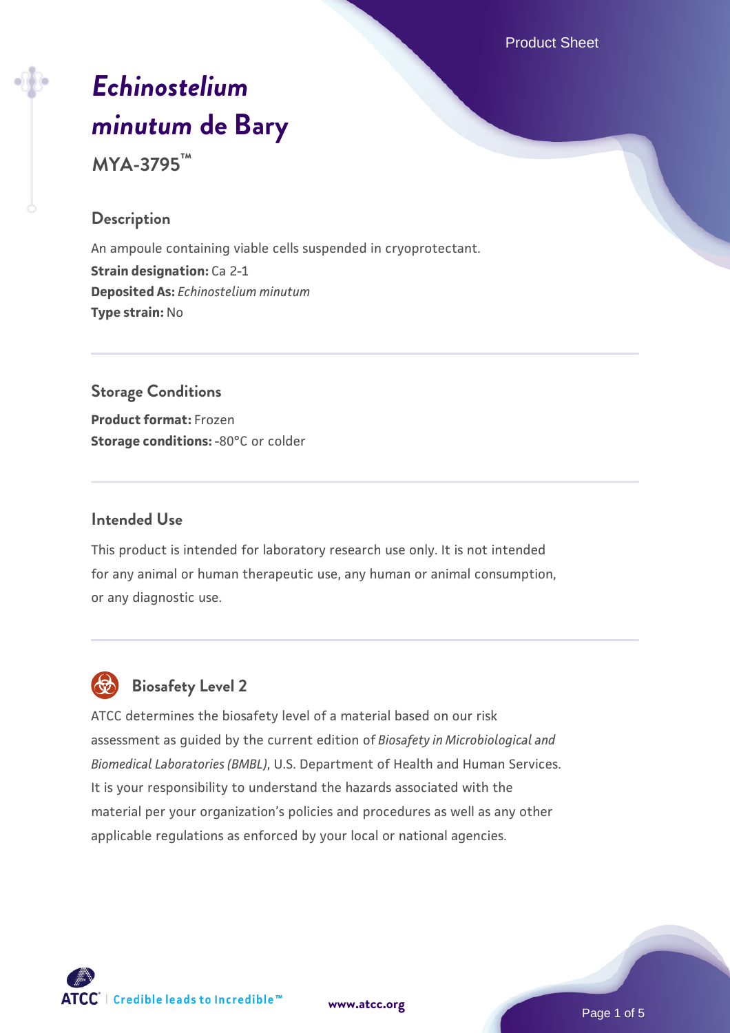# *Echinostelium minutum* de Bary

**MYA-3795™**

## Description

An ampoule containing viable cells suspended in cryoprotectant.

**Strain designation:** Ca 2-1

**Deposited As:** *Echinostelium minutum*

**Type strain:** No

## Storage Conditions

**Product format:** Frozen

**Storage conditions:** -80°C or colder

## Intended Use

This product is intended for laboratory research use only. It is not intended for any animal or human therapeutic use, any human or animal consumption, or any diagnostic use.

## Biosafety Level 2

ATCC determines the biosafety level of a material based on our risk assessment as guided by the current edition of *Biosafety in Microbiological and Biomedical Laboratories (BMBL)*, U.S. Department of Health and Human Services. It is your responsibility to understand the hazards associated with the material per your organization's policies and procedures as well as any other applicable regulations as enforced by your local or national agencies.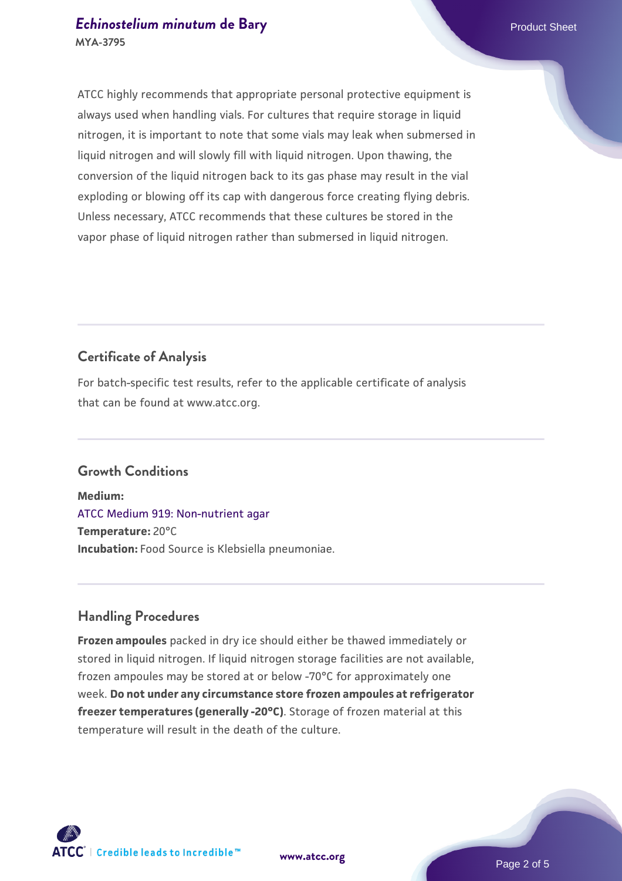ATCC highly recommends that appropriate personal protective equipment is always used when handling vials. For cultures that require storage in liquid nitrogen, it is important to note that some vials may leak when submersed in liquid nitrogen and will slowly fill with liquid nitrogen. Upon thawing, the conversion of the liquid nitrogen back to its gas phase may result in the vial exploding or blowing off its cap with dangerous force creating flying debris. Unless necessary, ATCC recommends that these cultures be stored in the vapor phase of liquid nitrogen rather than submersed in liquid nitrogen.

## Certificate of Analysis

For batch-specific test results, refer to the applicable certificate of analysis that can be found at www.atcc.org.

## Growth Conditions

**Medium:**
ATCC Medium 919: Non-nutrient agar
**Temperature:** 20°C
**Incubation:** Food Source is Klebsiella pneumoniae.

## Handling Procedures

**Frozen ampoules** packed in dry ice should either be thawed immediately or stored in liquid nitrogen. If liquid nitrogen storage facilities are not available, frozen ampoules may be stored at or below -70°C for approximately one week. **Do not under any circumstance store frozen ampoules at refrigerator freezer temperatures (generally -20°C)**. Storage of frozen material at this temperature will result in the death of the culture.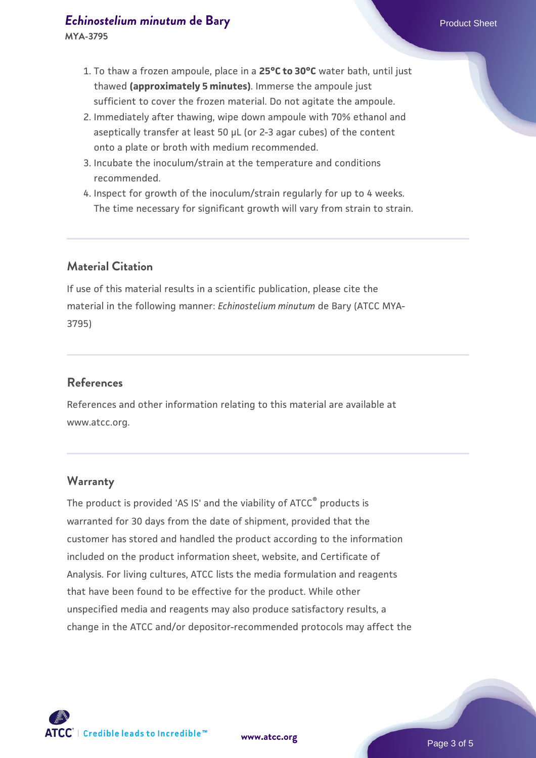1. To thaw a frozen ampoule, place in a **25°C to 30°C** water bath, until just thawed **(approximately 5 minutes)**. Immerse the ampoule just sufficient to cover the frozen material. Do not agitate the ampoule.
2. Immediately after thawing, wipe down ampoule with 70% ethanol and aseptically transfer at least 50 µL (or 2-3 agar cubes) of the content onto a plate or broth with medium recommended.
3. Incubate the inoculum/strain at the temperature and conditions recommended.
4. Inspect for growth of the inoculum/strain regularly for up to 4 weeks. The time necessary for significant growth will vary from strain to strain.

## Material Citation

If use of this material results in a scientific publication, please cite the material in the following manner: *Echinostelium minutum* de Bary (ATCC MYA-3795)

## References

References and other information relating to this material are available at www.atcc.org.

## Warranty

The product is provided 'AS IS' and the viability of ATCC® products is warranted for 30 days from the date of shipment, provided that the customer has stored and handled the product according to the information included on the product information sheet, website, and Certificate of Analysis. For living cultures, ATCC lists the media formulation and reagents that have been found to be effective for the product. While other unspecified media and reagents may also produce satisfactory results, a change in the ATCC and/or depositor-recommended protocols may affect the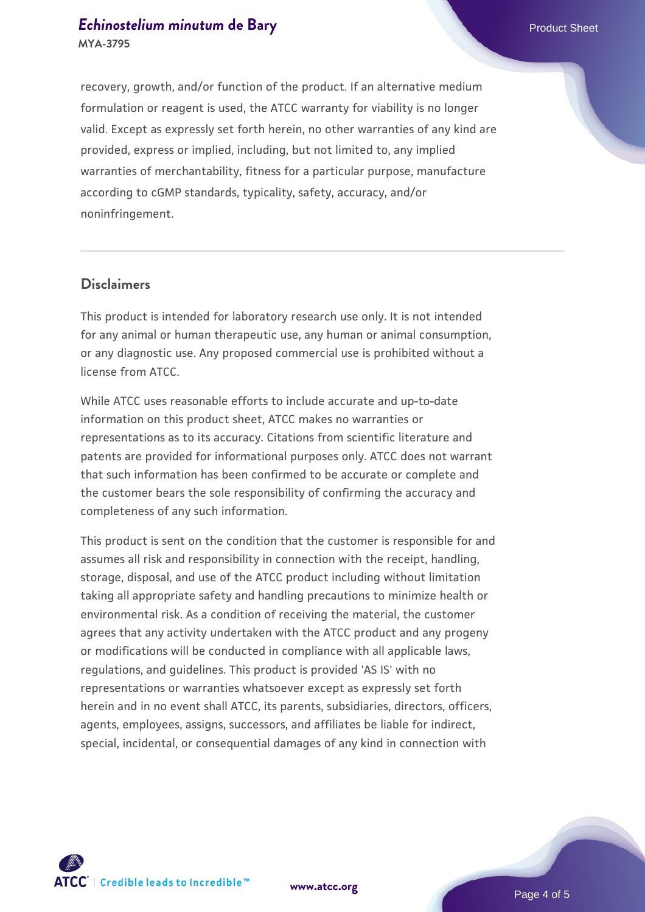recovery, growth, and/or function of the product. If an alternative medium formulation or reagent is used, the ATCC warranty for viability is no longer valid. Except as expressly set forth herein, no other warranties of any kind are provided, express or implied, including, but not limited to, any implied warranties of merchantability, fitness for a particular purpose, manufacture according to cGMP standards, typicality, safety, accuracy, and/or noninfringement.

## Disclaimers

This product is intended for laboratory research use only. It is not intended for any animal or human therapeutic use, any human or animal consumption, or any diagnostic use. Any proposed commercial use is prohibited without a license from ATCC.

While ATCC uses reasonable efforts to include accurate and up-to-date information on this product sheet, ATCC makes no warranties or representations as to its accuracy. Citations from scientific literature and patents are provided for informational purposes only. ATCC does not warrant that such information has been confirmed to be accurate or complete and the customer bears the sole responsibility of confirming the accuracy and completeness of any such information.

This product is sent on the condition that the customer is responsible for and assumes all risk and responsibility in connection with the receipt, handling, storage, disposal, and use of the ATCC product including without limitation taking all appropriate safety and handling precautions to minimize health or environmental risk. As a condition of receiving the material, the customer agrees that any activity undertaken with the ATCC product and any progeny or modifications will be conducted in compliance with all applicable laws, regulations, and guidelines. This product is provided 'AS IS' with no representations or warranties whatsoever except as expressly set forth herein and in no event shall ATCC, its parents, subsidiaries, directors, officers, agents, employees, assigns, successors, and affiliates be liable for indirect, special, incidental, or consequential damages of any kind in connection with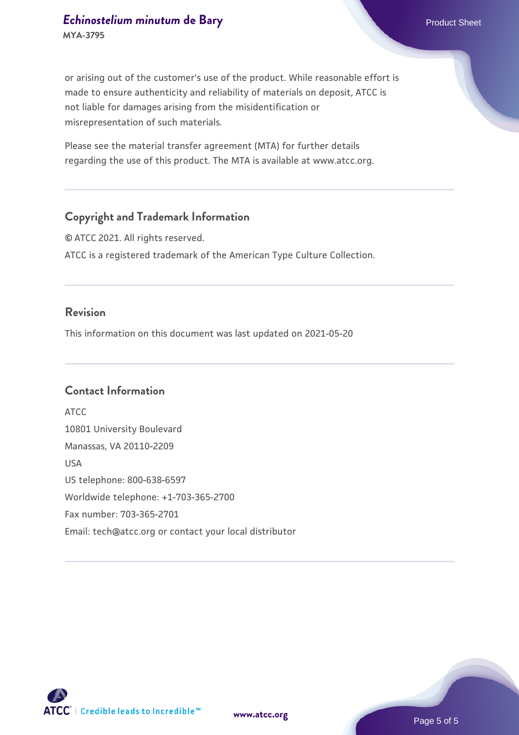or arising out of the customer's use of the product. While reasonable effort is made to ensure authenticity and reliability of materials on deposit, ATCC is not liable for damages arising from the misidentification or misrepresentation of such materials.

Please see the material transfer agreement (MTA) for further details regarding the use of this product. The MTA is available at www.atcc.org.

## Copyright and Trademark Information

© ATCC 2021. All rights reserved.

ATCC is a registered trademark of the American Type Culture Collection.

## Revision

This information on this document was last updated on 2021-05-20

## Contact Information

ATCC
10801 University Boulevard
Manassas, VA 20110-2209
USA
US telephone: 800-638-6597
Worldwide telephone: +1-703-365-2700
Fax number: 703-365-2701
Email: tech@atcc.org or contact your local distributor